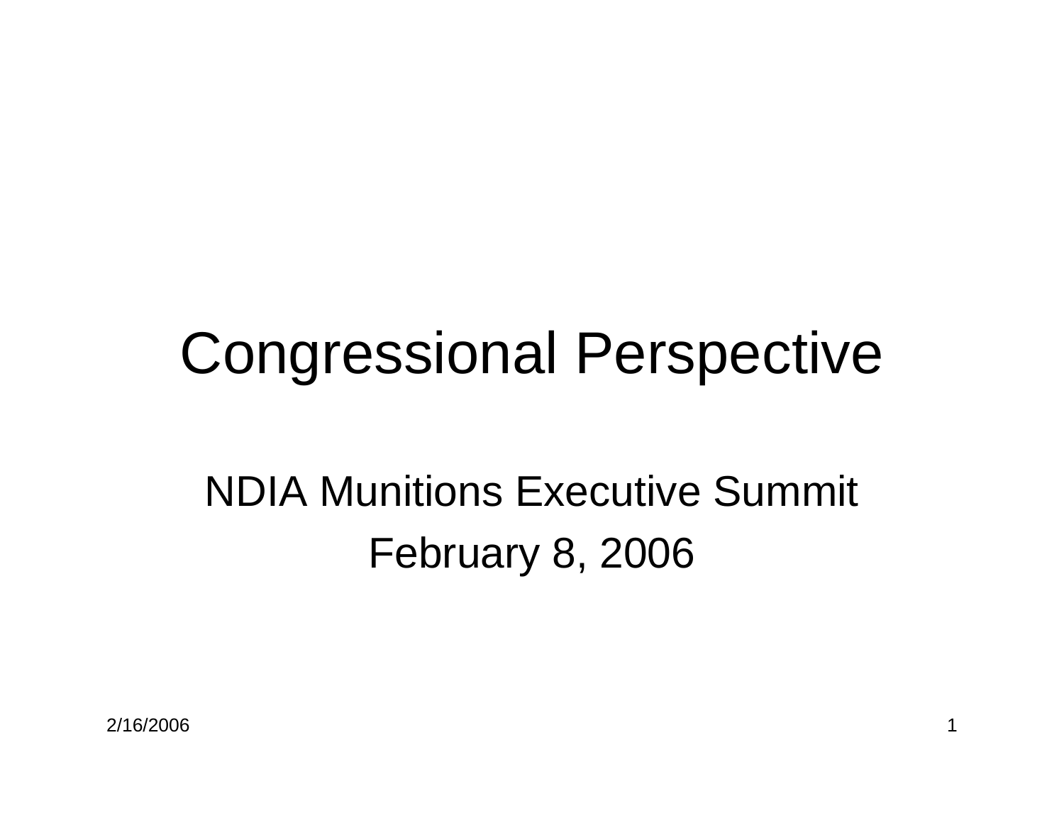# Congressional Perspective

NDIA Munitions Executive Summit

February 8, 2006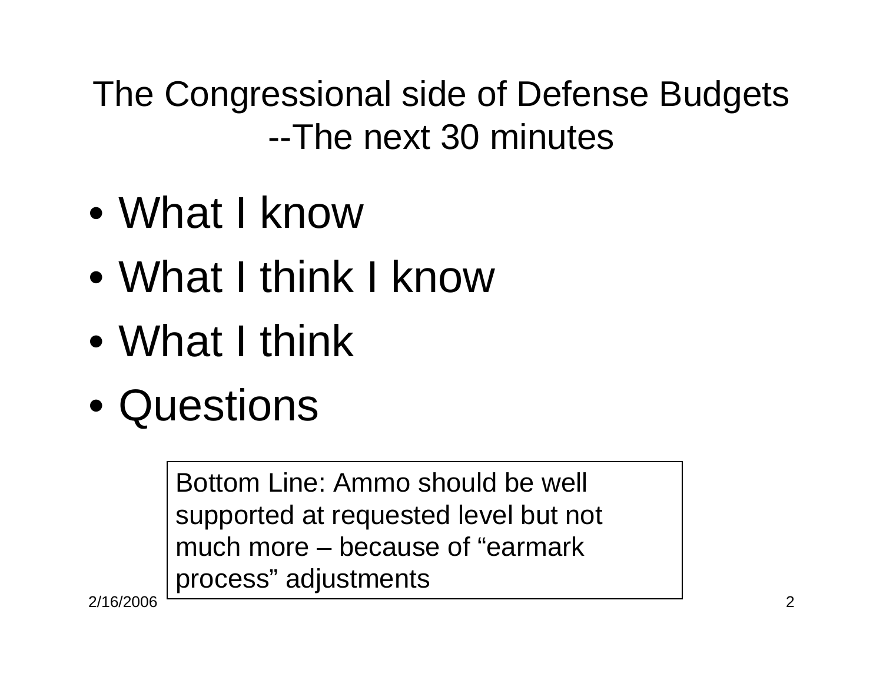# The Congressional side of Defense Budgets --The next 30 minutes

- What I know
- What I think I know
- What I think
- Questions

Bottom Line: Ammo should be well supported at requested level but not much more – because of "earmark process" adjustments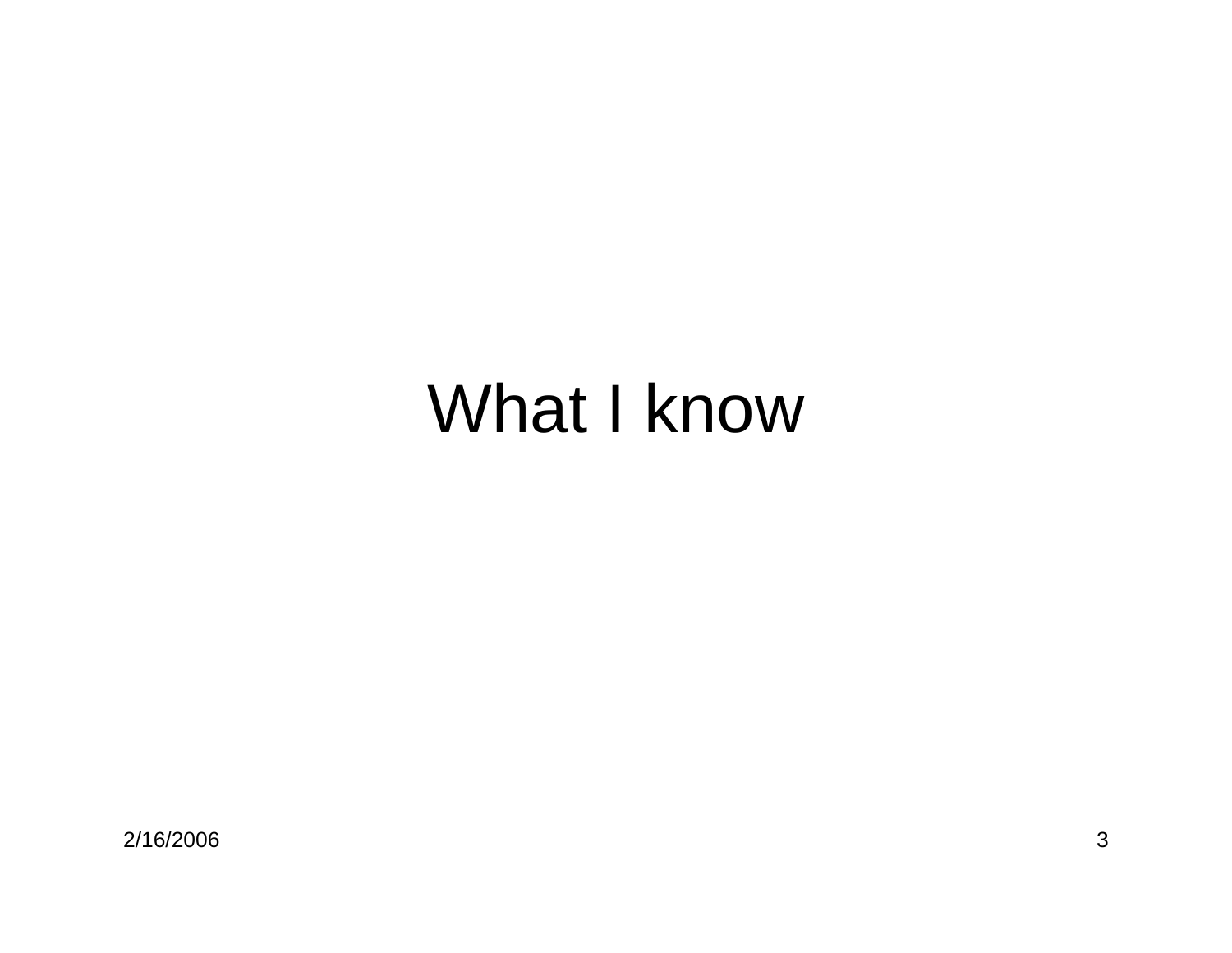# What I know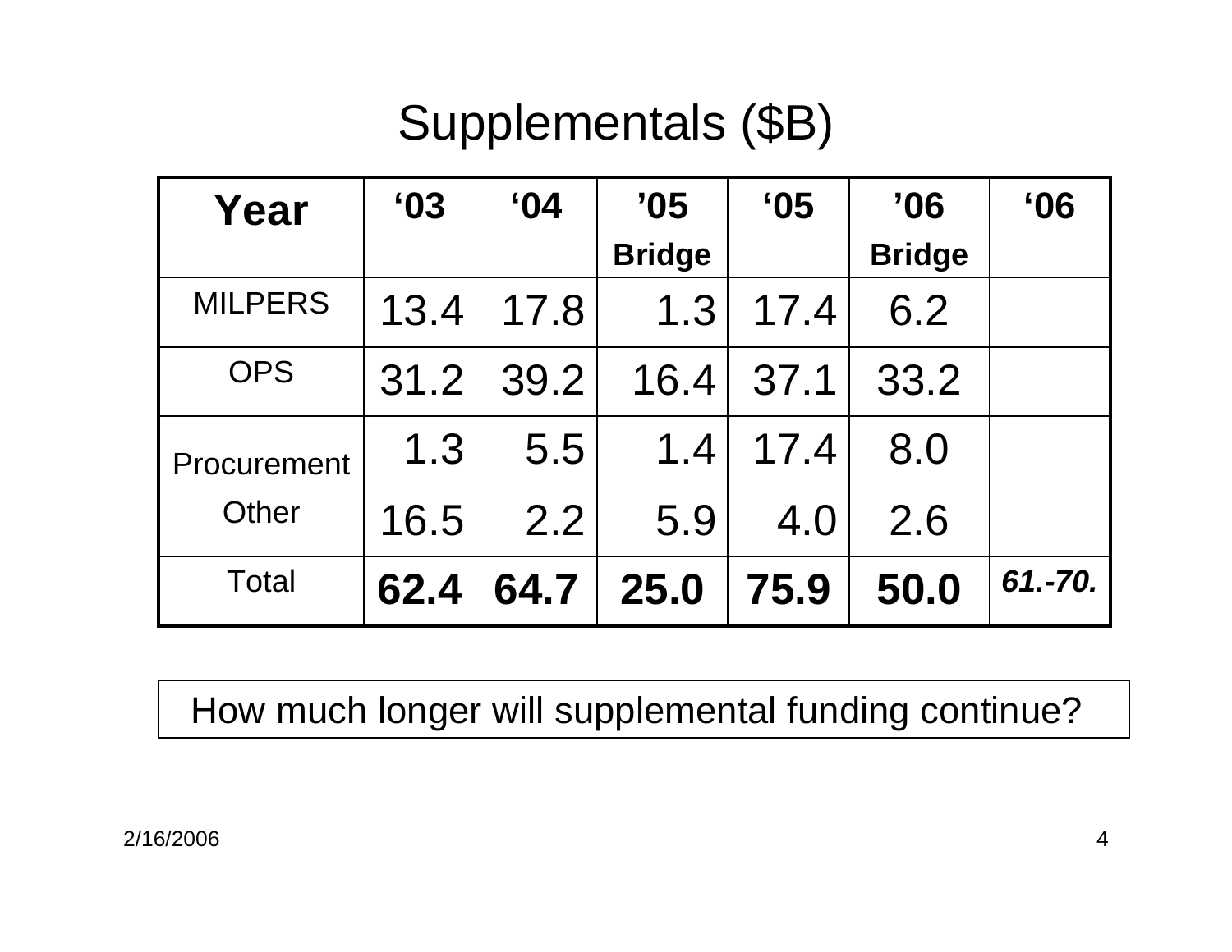# Supplementals ($B)

| Year | ‘03 | ‘04 | ’05 Bridge | ‘05 | ’06 Bridge | ‘06 |
|---|---|---|---|---|---|---|
| MILPERS | 13.4 | 17.8 | 1.3 | 17.4 | 6.2 | |
| OPS | 31.2 | 39.2 | 16.4 | 37.1 | 33.2 | |
| Procurement | 1.3 | 5.5 | 1.4 | 17.4 | 8.0 | |
| Other | 16.5 | 2.2 | 5.9 | 4.0 | 2.6 | |
| Total | **62.4** | **64.7** | **25.0** | **75.9** | **50.0** | ***61.-70.*** |

How much longer will supplemental funding continue?

2/16/2006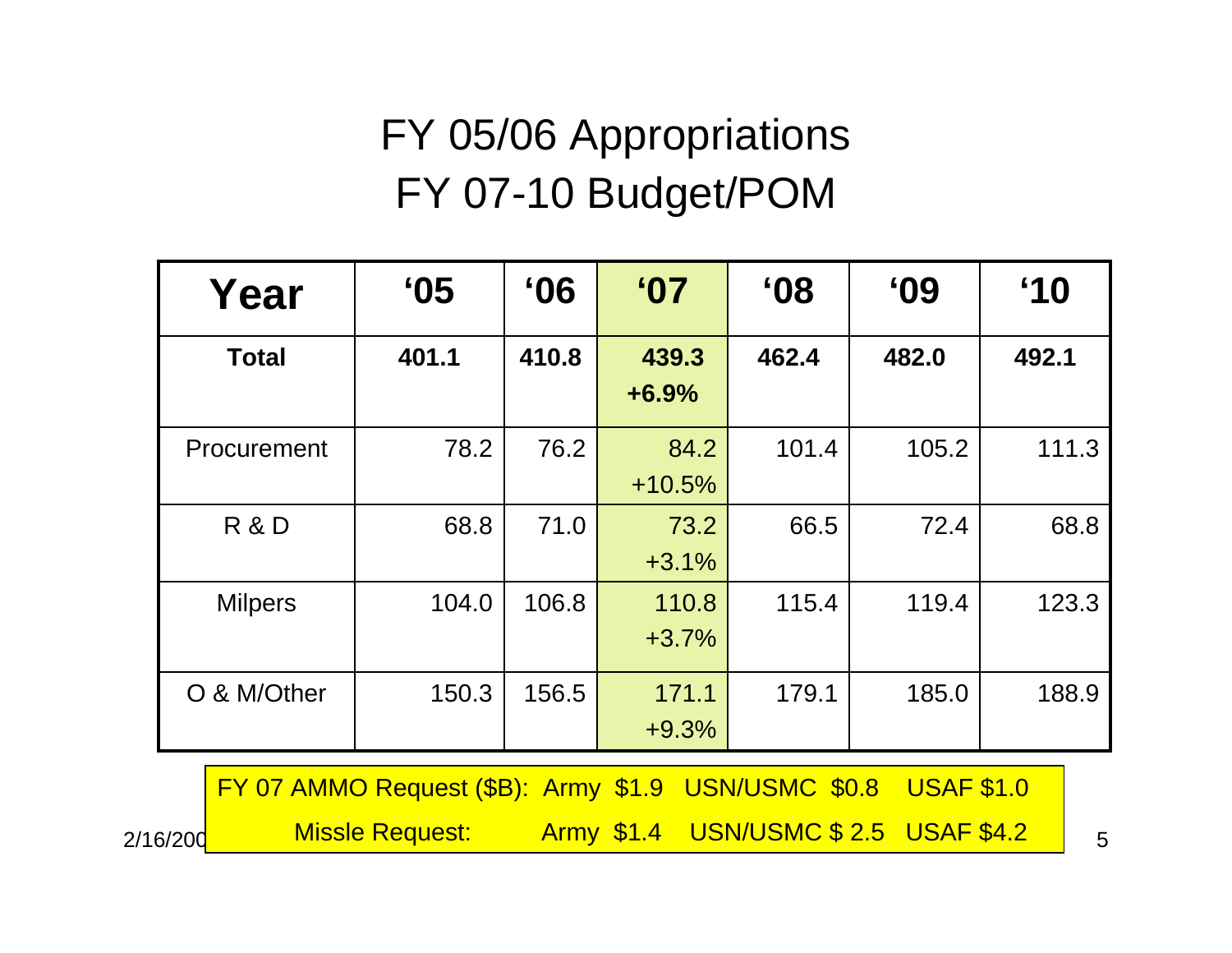# FY 05/06 Appropriations
# FY 07-10 Budget/POM

| Year | '05 | '06 | '07 | '08 | '09 | '10 |
|---|---|---|---|---|---|---|
| **Total** | **401.1** | **410.8** | **439.3 +6.9%** | **462.4** | **482.0** | **492.1** |
| Procurement | 78.2 | 76.2 | 84.2 +10.5% | 101.4 | 105.2 | 111.3 |
| R & D | 68.8 | 71.0 | 73.2 +3.1% | 66.5 | 72.4 | 68.8 |
| Milpers | 104.0 | 106.8 | 110.8 +3.7% | 115.4 | 119.4 | 123.3 |
| O & M/Other | 150.3 | 156.5 | 171.1 +9.3% | 179.1 | 185.0 | 188.9 |

FY 07 AMMO Request ($B): Army $1.9 USN/USMC $0.8 USAF $1.0

Missle Request: Army $1.4 USN/USMC $ 2.5 USAF $4.2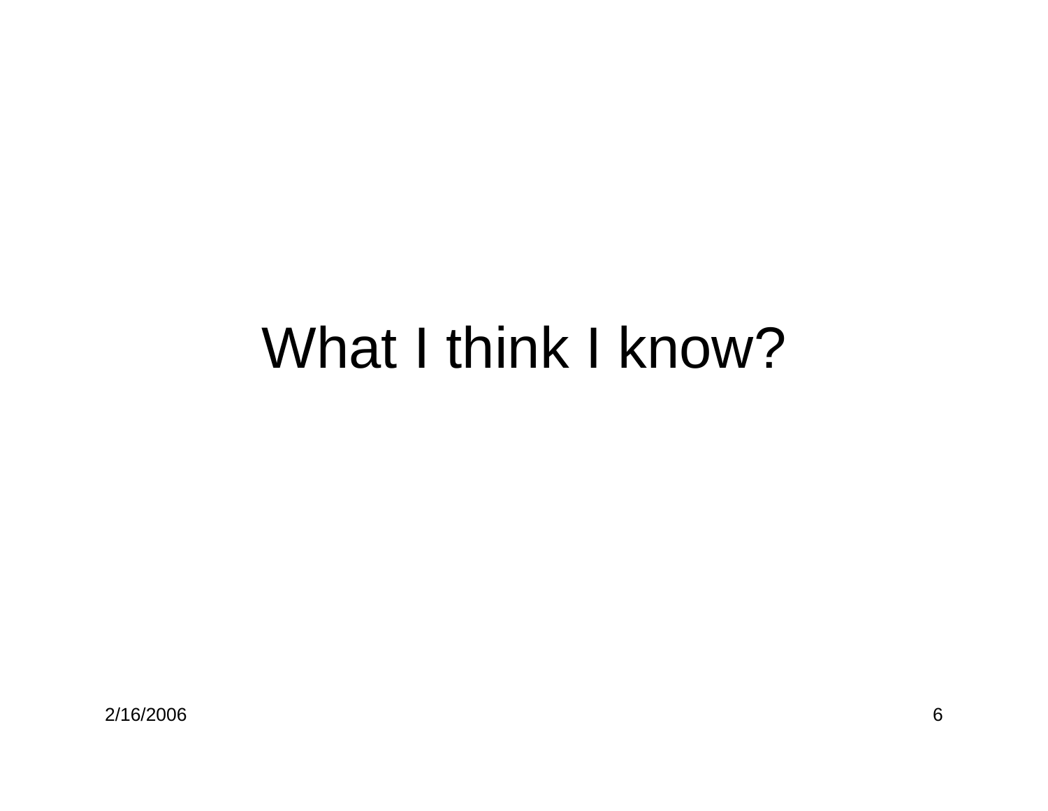# What I think I know?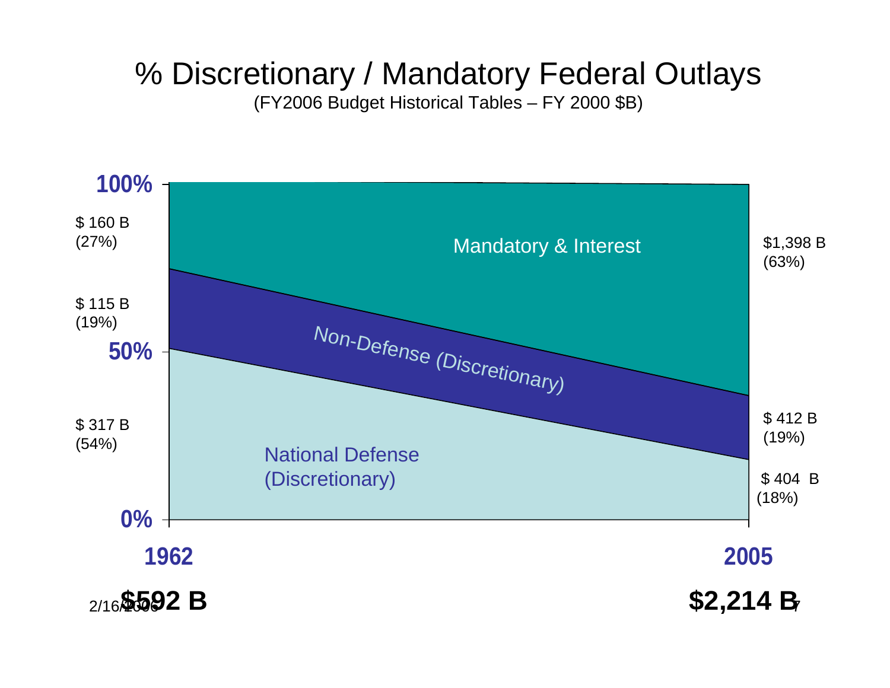# % Discretionary / Mandatory Federal Outlays

(FY2006 Budget Historical Tables – FY 2000 $B)

| Category | 1962 | 2005 |
|---|---|---|
| Mandatory & Interest | $ 160 B (27%) | $1,398 B (63%) |
| Non-Defense (Discretionary) | $ 115 B (19%) | $ 412 B (19%) |
| National Defense (Discretionary) | $ 317 B (54%) | $ 404 B (18%) |
| **Total** | **$592 B** | **$2,214 B** |

2/16/2006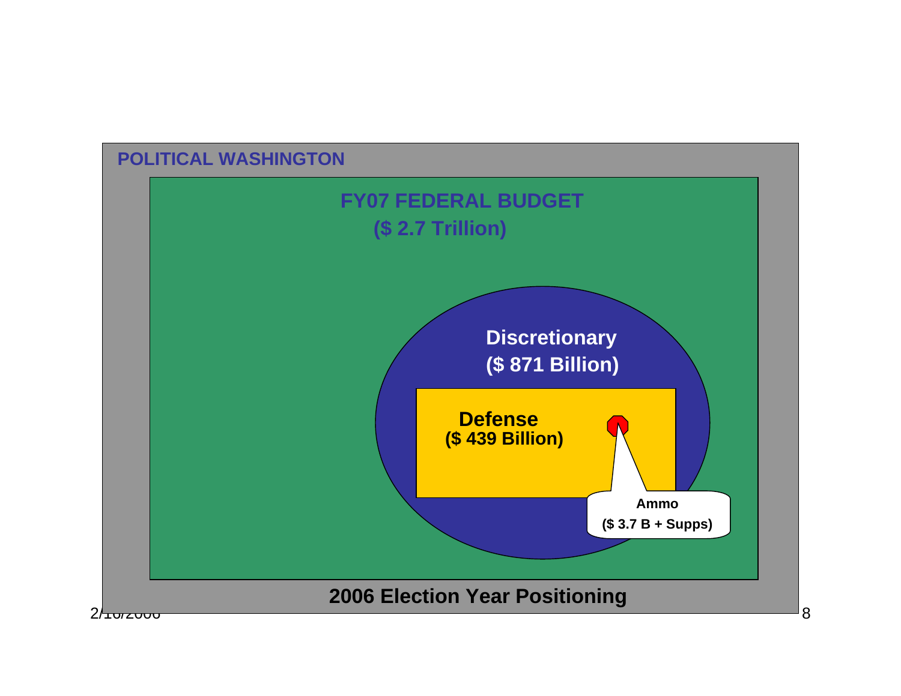**POLITICAL WASHINGTON**

**FY07 FEDERAL BUDGET**
**($ 2.7 Trillion)**

**Discretionary**
**($ 871 Billion)**

**Defense**
**($ 439 Billion)**

**Ammo**
**($ 3.7 B + Supps)**

**2006 Election Year Positioning**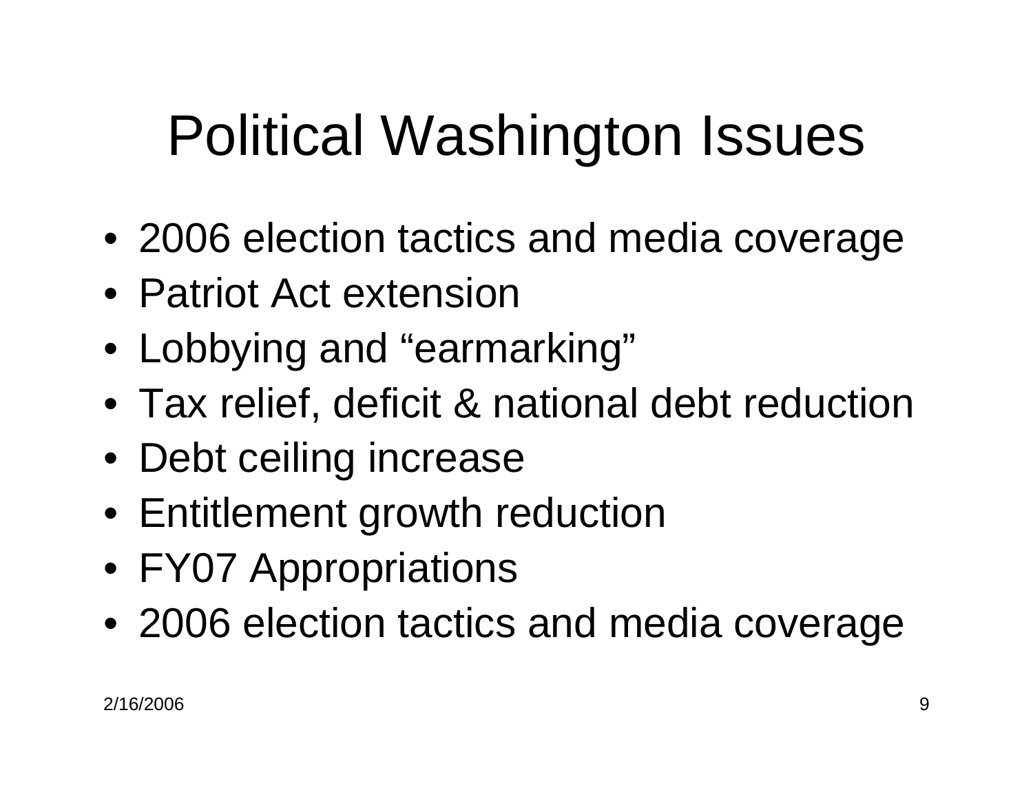# Political Washington Issues

- 2006 election tactics and media coverage
- Patriot Act extension
- Lobbying and "earmarking"
- Tax relief, deficit & national debt reduction
- Debt ceiling increase
- Entitlement growth reduction
- FY07 Appropriations
- 2006 election tactics and media coverage

2/16/2006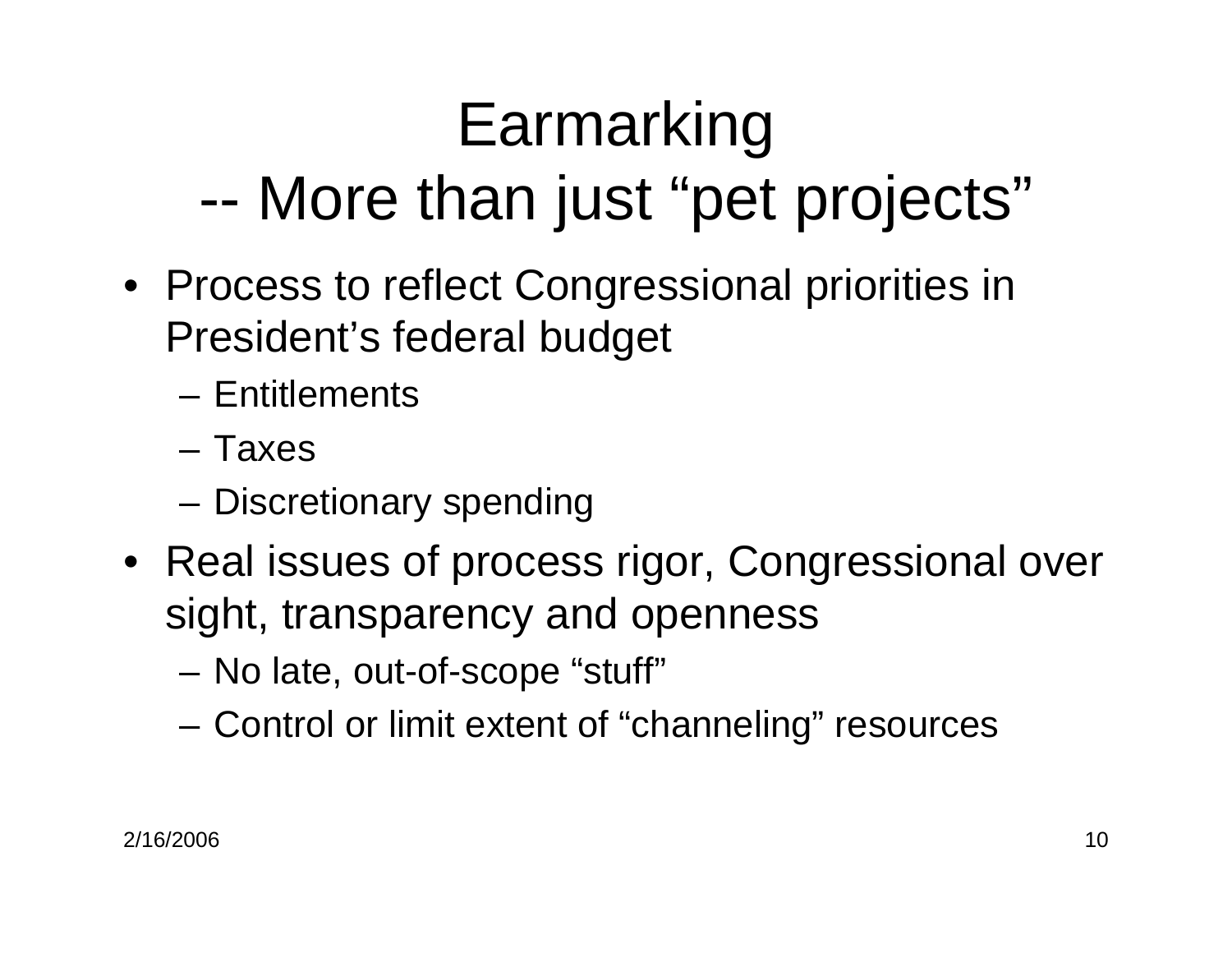# Earmarking
# -- More than just "pet projects"

- Process to reflect Congressional priorities in President's federal budget
  - Entitlements
  - Taxes
  - Discretionary spending
- Real issues of process rigor, Congressional over sight, transparency and openness
  - No late, out-of-scope "stuff"
  - Control or limit extent of "channeling" resources

2/16/2006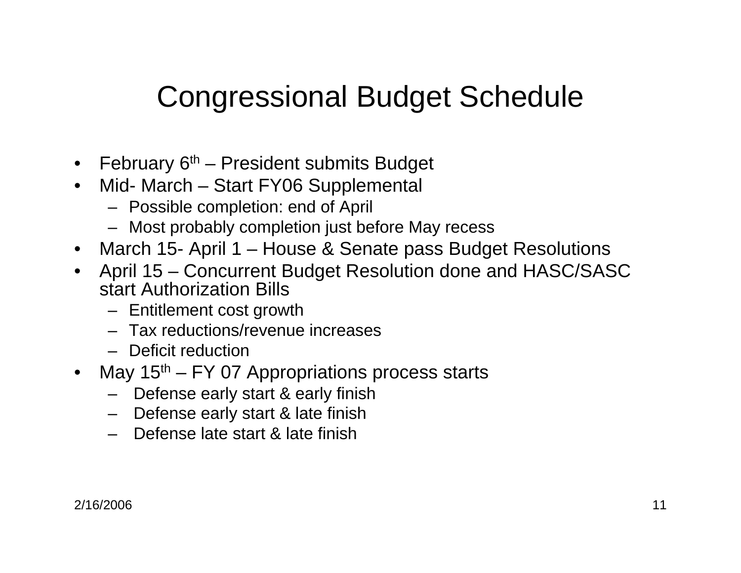# Congressional Budget Schedule

- February 6th – President submits Budget
- Mid- March – Start FY06 Supplemental
  - Possible completion: end of April
  - Most probably completion just before May recess
- March 15- April 1 – House & Senate pass Budget Resolutions
- April 15 – Concurrent Budget Resolution done and HASC/SASC start Authorization Bills
  - Entitlement cost growth
  - Tax reductions/revenue increases
  - Deficit reduction
- May 15th – FY 07 Appropriations process starts
  - Defense early start & early finish
  - Defense early start & late finish
  - Defense late start & late finish

2/16/2006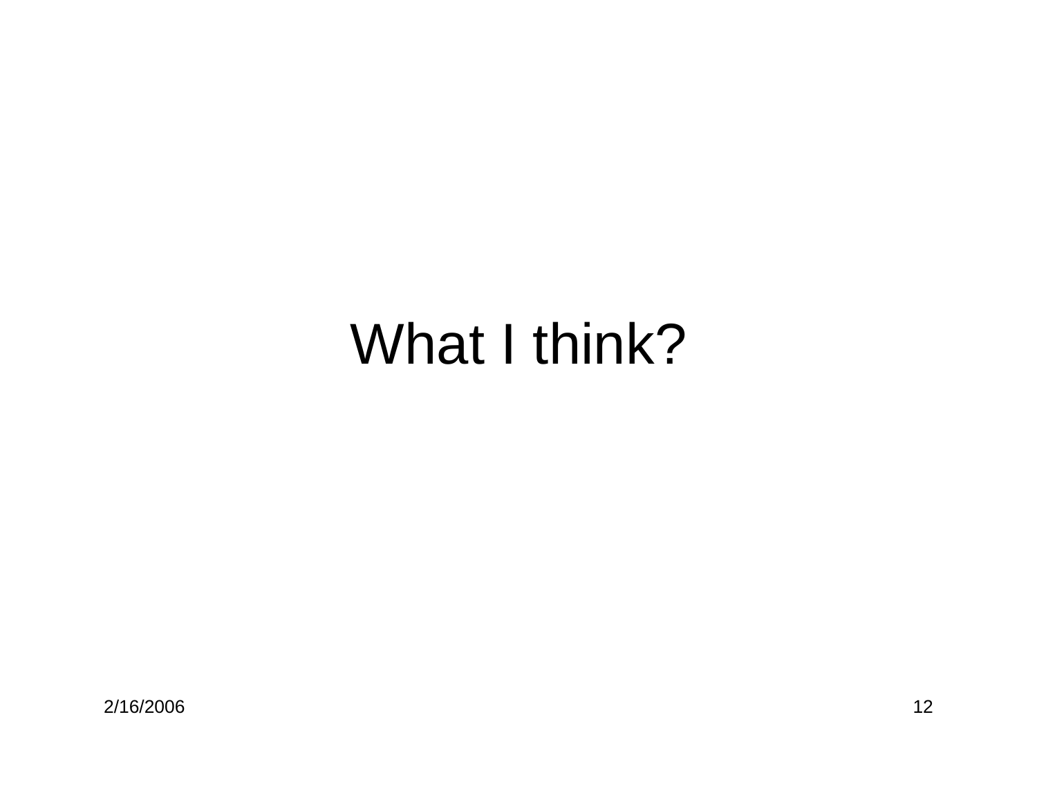# What I think?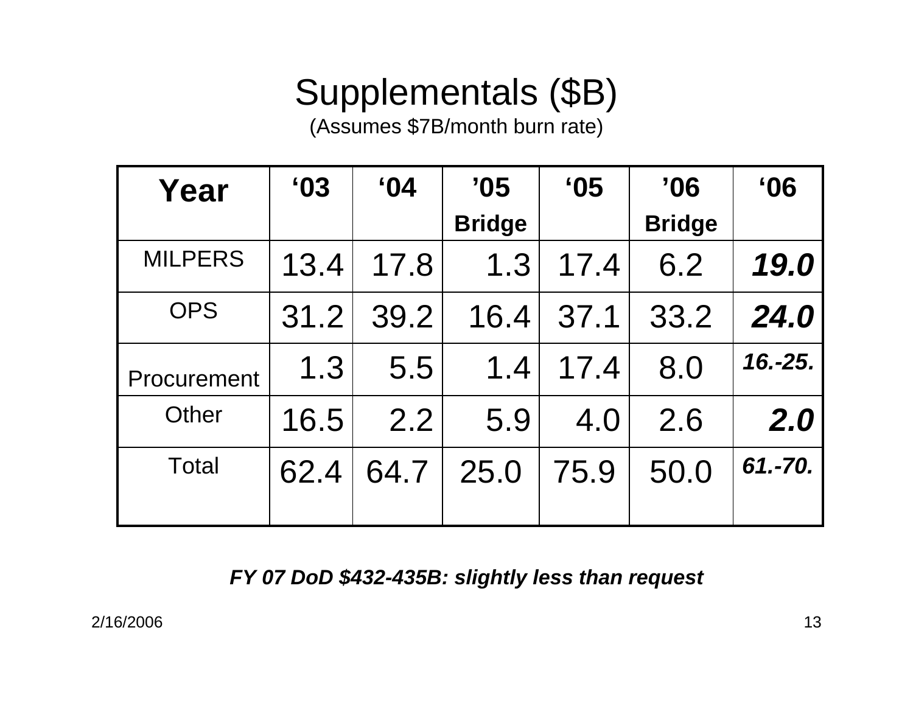# Supplementals ($B)

(Assumes $7B/month burn rate)

| Year | ‘03 | ‘04 | ’05 Bridge | ‘05 | ’06 Bridge | ‘06 |
|---|---|---|---|---|---|---|
| MILPERS | 13.4 | 17.8 | 1.3 | 17.4 | 6.2 | ***19.0*** |
| OPS | 31.2 | 39.2 | 16.4 | 37.1 | 33.2 | ***24.0*** |
| Procurement | 1.3 | 5.5 | 1.4 | 17.4 | 8.0 | ***16.-25.*** |
| Other | 16.5 | 2.2 | 5.9 | 4.0 | 2.6 | ***2.0*** |
| Total | 62.4 | 64.7 | 25.0 | 75.9 | 50.0 | ***61.-70.*** |

***FY 07 DoD $432-435B: slightly less than request***

2/16/2006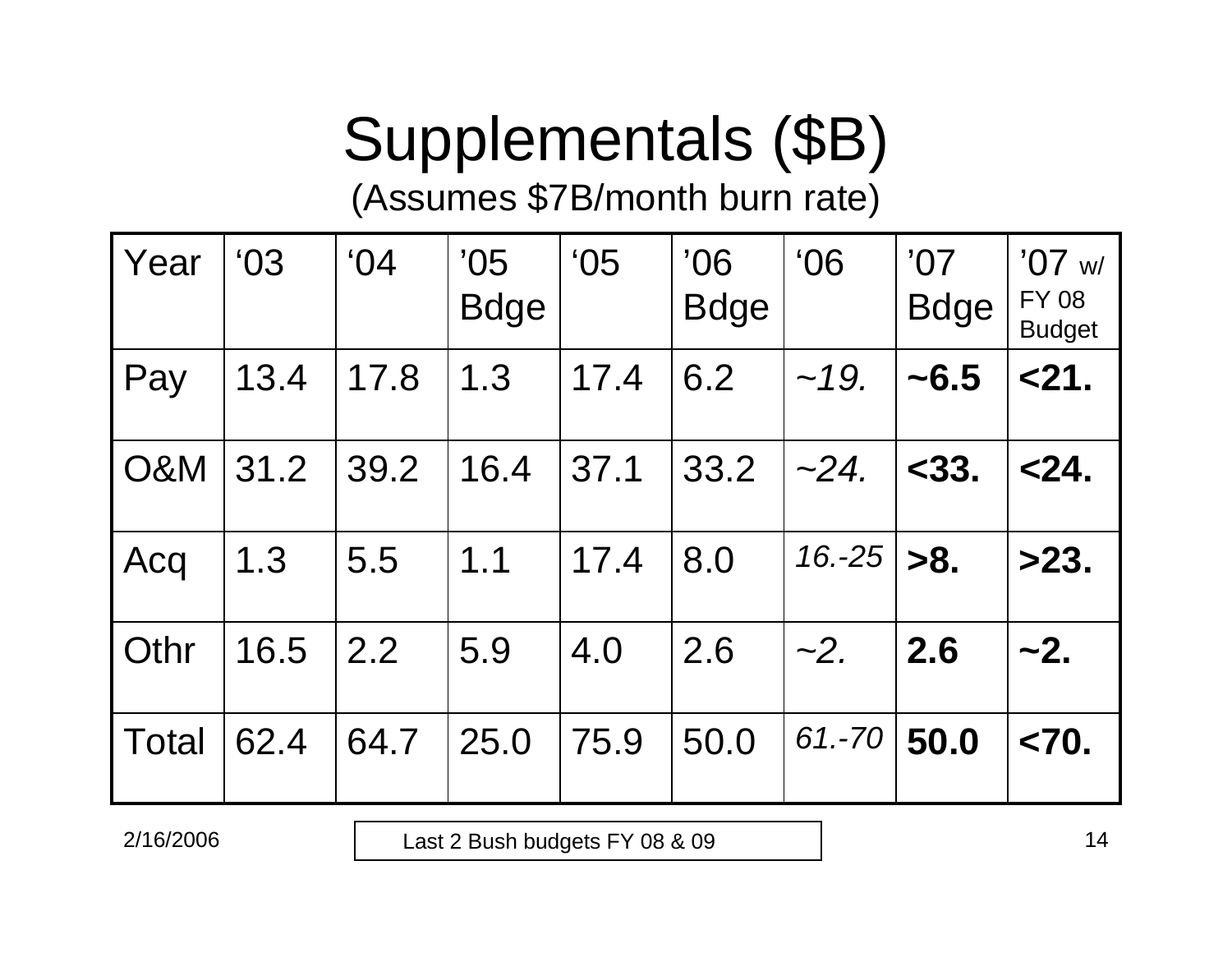# Supplementals ($B)

(Assumes $7B/month burn rate)

| Year | '03 | '04 | '05 Bdge | '05 | '06 Bdge | '06 | '07 Bdge | '07 w/ FY 08 Budget |
|---|---|---|---|---|---|---|---|---|
| Pay | 13.4 | 17.8 | 1.3 | 17.4 | 6.2 | *~19.* | **~6.5** | **<21.** |
| O&M | 31.2 | 39.2 | 16.4 | 37.1 | 33.2 | *~24.* | **<33.** | **<24.** |
| Acq | 1.3 | 5.5 | 1.1 | 17.4 | 8.0 | *16.-25* | **>8.** | **>23.** |
| Othr | 16.5 | 2.2 | 5.9 | 4.0 | 2.6 | *~2.* | **2.6** | **~2.** |
| Total | 62.4 | 64.7 | 25.0 | 75.9 | 50.0 | *61.-70* | **50.0** | **<70.** |

2/16/2006

Last 2 Bush budgets FY 08 & 09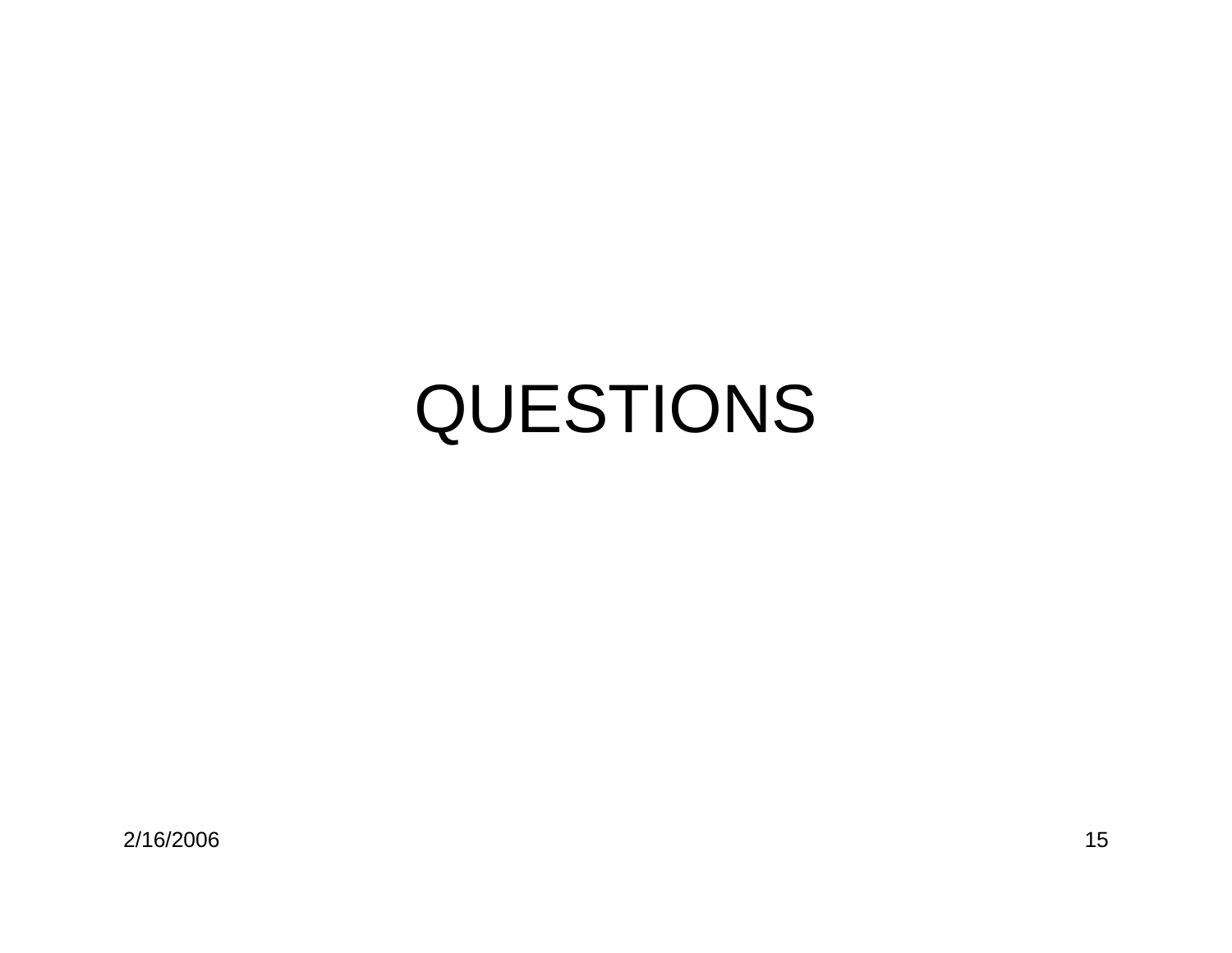# QUESTIONS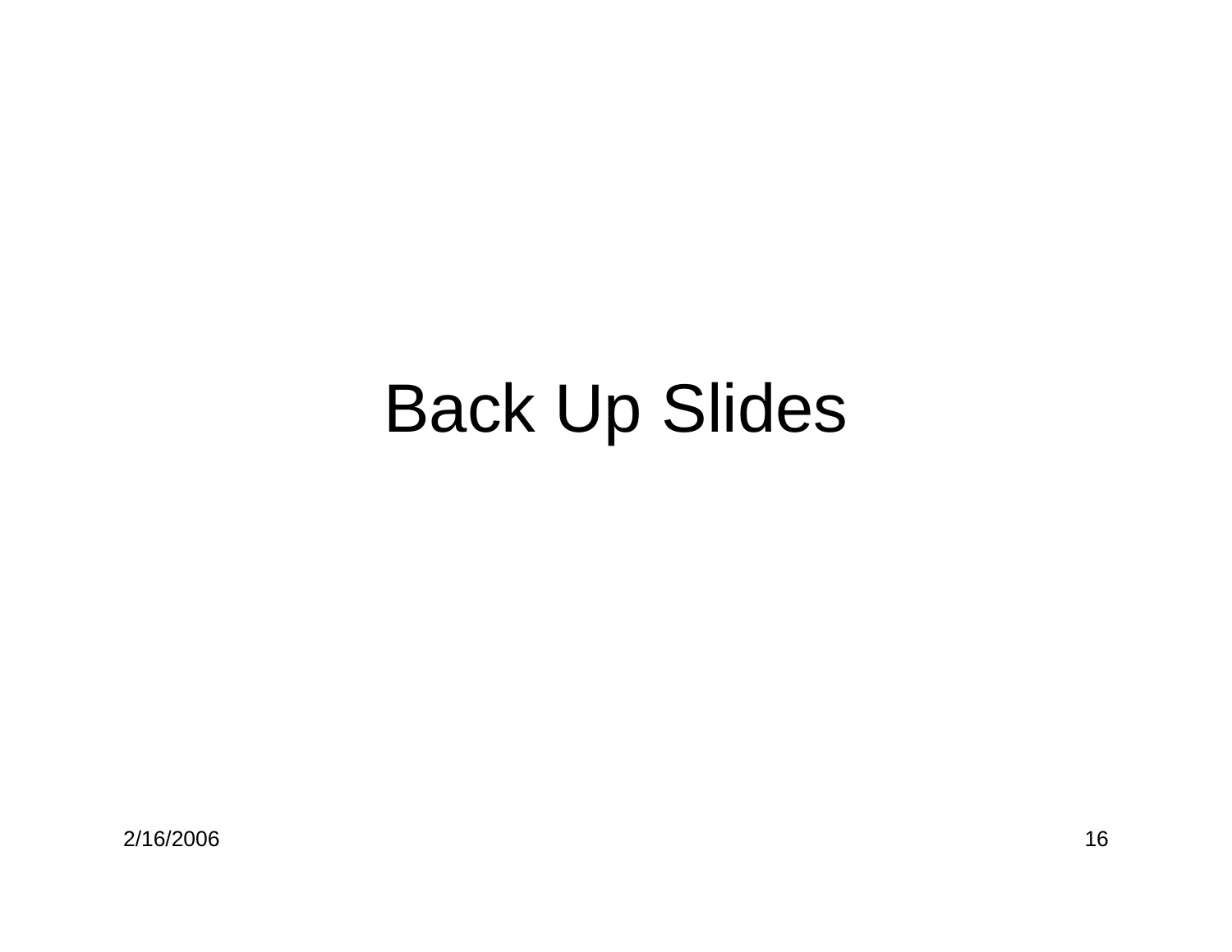# Back Up Slides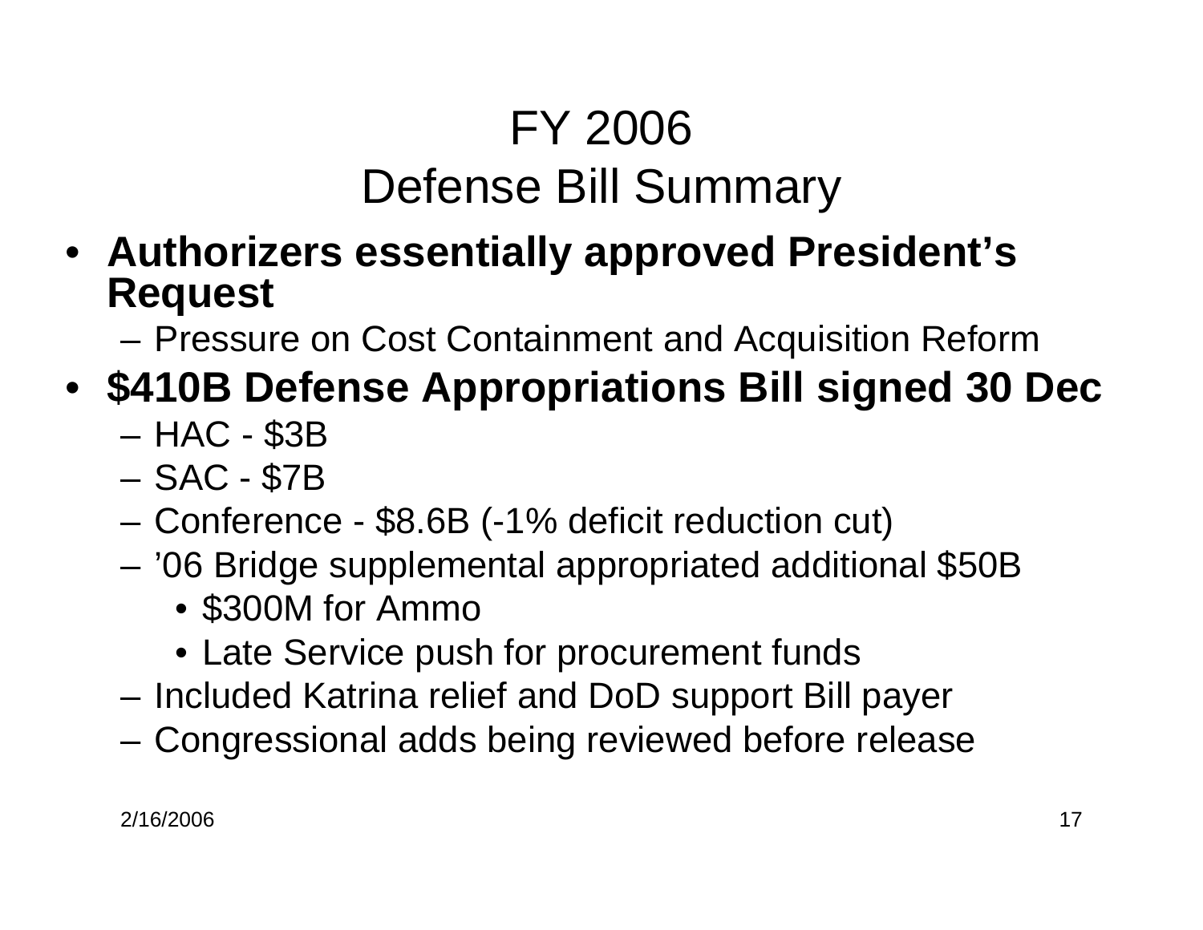# FY 2006
# Defense Bill Summary

- **Authorizers essentially approved President's Request**
  - Pressure on Cost Containment and Acquisition Reform
- **$410B Defense Appropriations Bill signed 30 Dec**
  - HAC - $3B
  - SAC - $7B
  - Conference - $8.6B (-1% deficit reduction cut)
  - '06 Bridge supplemental appropriated additional $50B
    - $300M for Ammo
    - Late Service push for procurement funds
  - Included Katrina relief and DoD support Bill payer
  - Congressional adds being reviewed before release

2/16/2006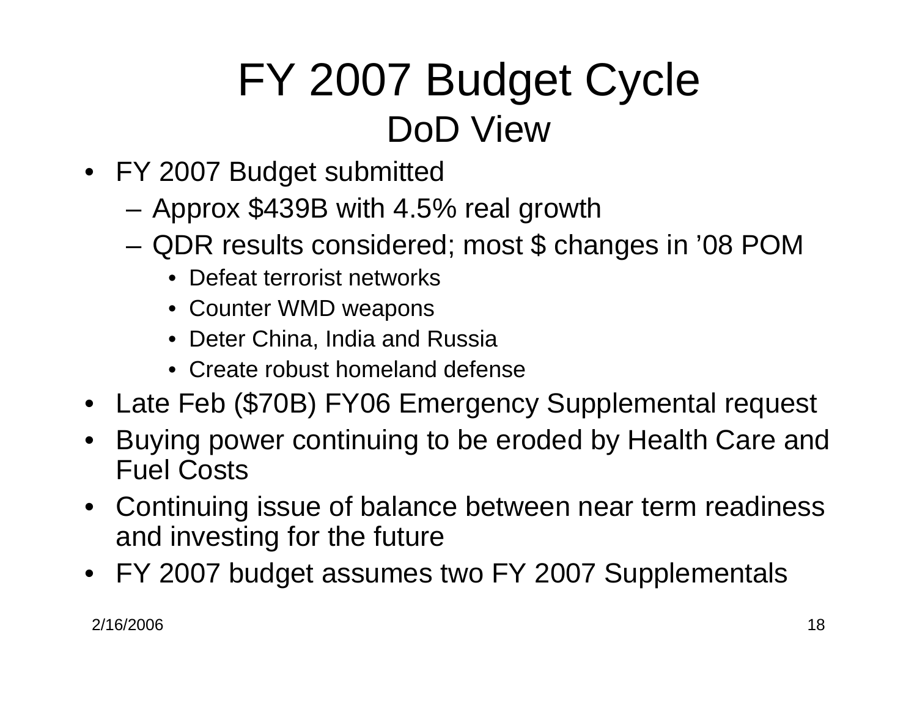# FY 2007 Budget Cycle
## DoD View

- FY 2007 Budget submitted
  - Approx $439B with 4.5% real growth
  - QDR results considered; most $ changes in '08 POM
    - Defeat terrorist networks
    - Counter WMD weapons
    - Deter China, India and Russia
    - Create robust homeland defense
- Late Feb ($70B) FY06 Emergency Supplemental request
- Buying power continuing to be eroded by Health Care and Fuel Costs
- Continuing issue of balance between near term readiness and investing for the future
- FY 2007 budget assumes two FY 2007 Supplementals

2/16/2006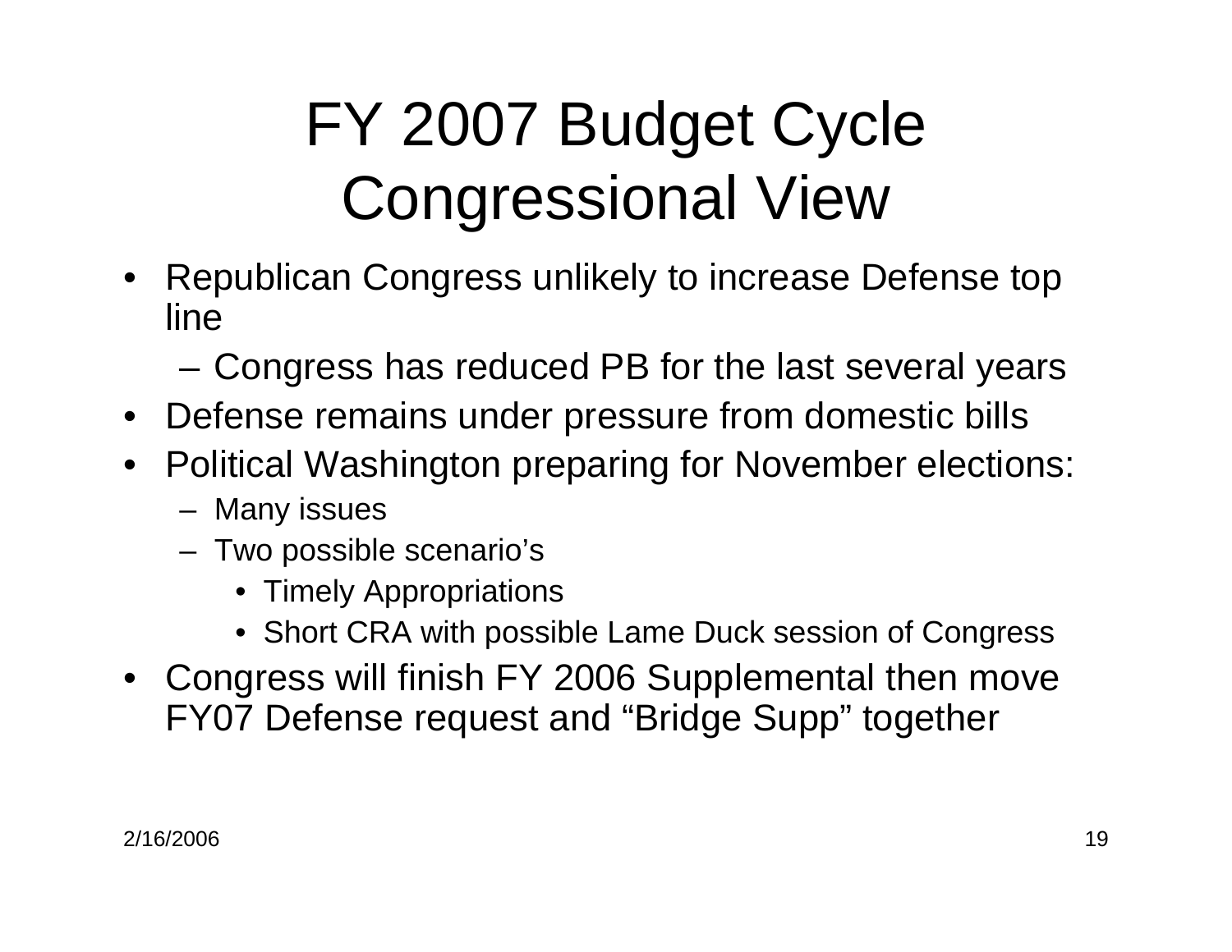# FY 2007 Budget Cycle Congressional View

- Republican Congress unlikely to increase Defense top line
  - Congress has reduced PB for the last several years
- Defense remains under pressure from domestic bills
- Political Washington preparing for November elections:
  - Many issues
  - Two possible scenario's
    - Timely Appropriations
    - Short CRA with possible Lame Duck session of Congress
- Congress will finish FY 2006 Supplemental then move FY07 Defense request and "Bridge Supp" together

2/16/2006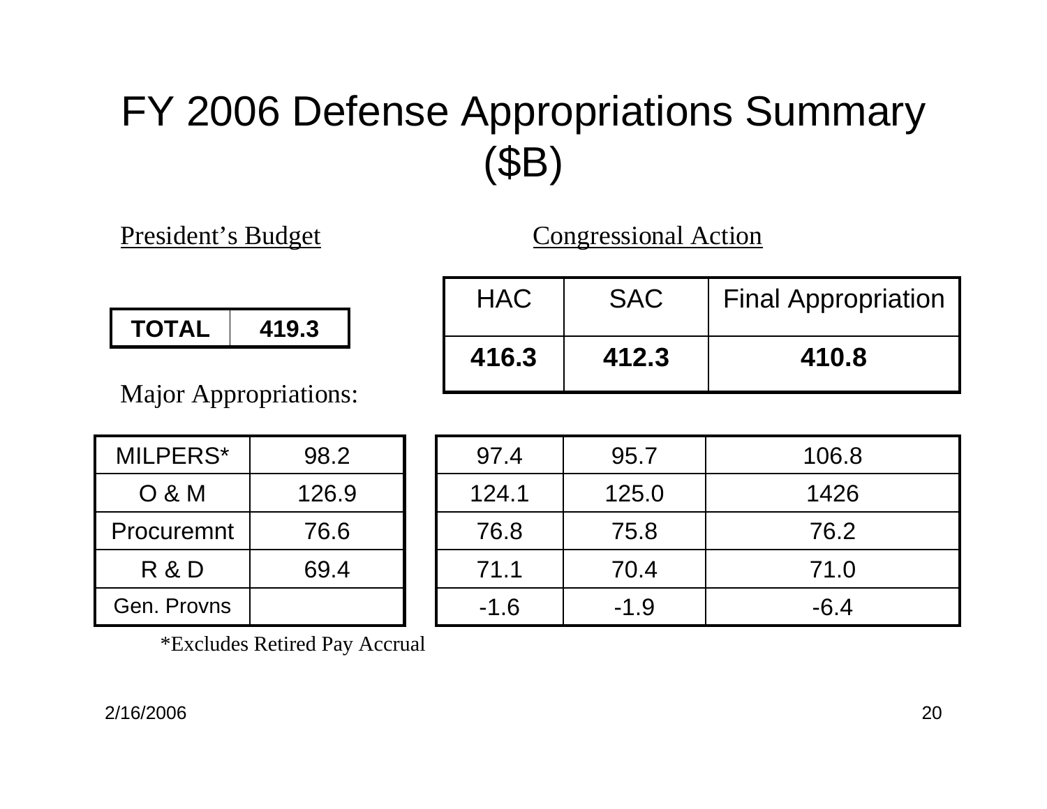# FY 2006 Defense Appropriations Summary ($B)

| President's Budget | | Congressional Action | | |
|---|---|---|---|---|
| | | HAC | SAC | Final Appropriation |
| **TOTAL** | **419.3** | **416.3** | **412.3** | **410.8** |

Major Appropriations:

| | President's Budget | HAC | SAC | Final Appropriation |
|---|---|---|---|---|
| MILPERS* | 98.2 | 97.4 | 95.7 | 106.8 |
| O & M | 126.9 | 124.1 | 125.0 | 1426 |
| Procuremnt | 76.6 | 76.8 | 75.8 | 76.2 |
| R & D | 69.4 | 71.1 | 70.4 | 71.0 |
| Gen. Provns | | -1.6 | -1.9 | -6.4 |

*Excludes Retired Pay Accrual

2/16/2006